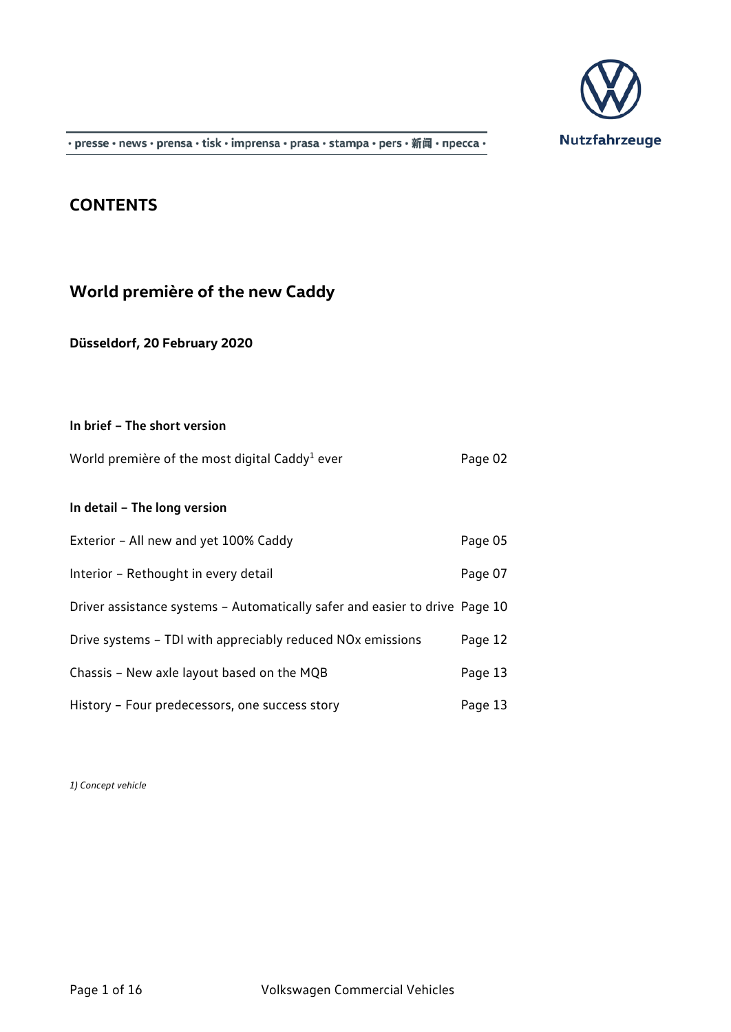· presse · news · prensa · tisk · imprensa · prasa · stampa · pers · 新闻 · пресса ·

Nutzfahrzeuge

# CONTENTS

## World première of the new Caddy

**Düsseldorf, 20 February 2020**

**In brief – The short version**

| | |
|---|---|
| World première of the most digital Caddy[1] ever | Page 02 |

**In detail – The long version**

| | |
|---|---|
| Exterior – All new and yet 100% Caddy | Page 05 |
| Interior – Rethought in every detail | Page 07 |
| Driver assistance systems – Automatically safer and easier to drive | Page 10 |
| Drive systems – TDI with appreciably reduced NOx emissions | Page 12 |
| Chassis – New axle layout based on the MQB | Page 13 |
| History – Four predecessors, one success story | Page 13 |

*1) Concept vehicle*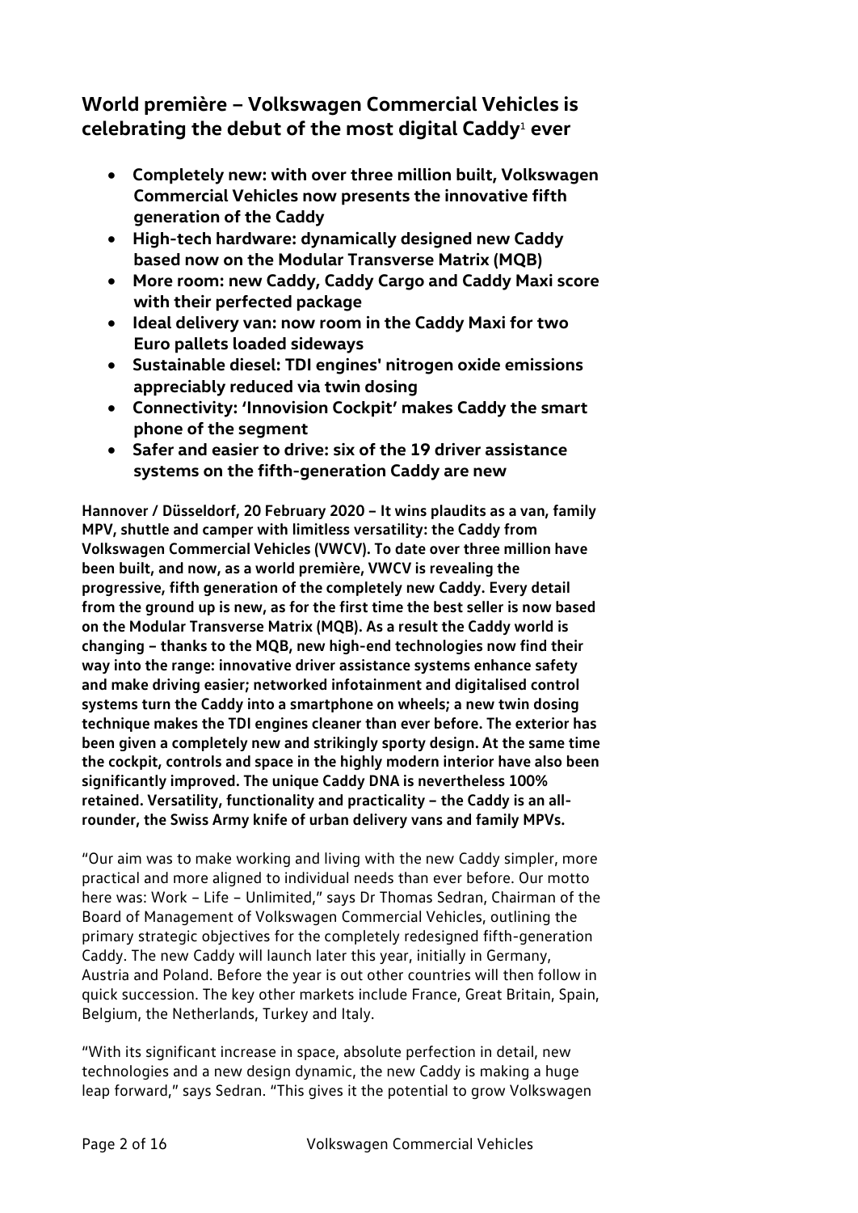## World première – Volkswagen Commercial Vehicles is celebrating the debut of the most digital Caddy[1] ever

- **Completely new: with over three million built, Volkswagen Commercial Vehicles now presents the innovative fifth generation of the Caddy**
- **High-tech hardware: dynamically designed new Caddy based now on the Modular Transverse Matrix (MQB)**
- **More room: new Caddy, Caddy Cargo and Caddy Maxi score with their perfected package**
- **Ideal delivery van: now room in the Caddy Maxi for two Euro pallets loaded sideways**
- **Sustainable diesel: TDI engines' nitrogen oxide emissions appreciably reduced via twin dosing**
- **Connectivity: 'Innovision Cockpit' makes Caddy the smart phone of the segment**
- **Safer and easier to drive: six of the 19 driver assistance systems on the fifth-generation Caddy are new**

**Hannover / Düsseldorf, 20 February 2020 – It wins plaudits as a van, family MPV, shuttle and camper with limitless versatility: the Caddy from Volkswagen Commercial Vehicles (VWCV). To date over three million have been built, and now, as a world première, VWCV is revealing the progressive, fifth generation of the completely new Caddy. Every detail from the ground up is new, as for the first time the best seller is now based on the Modular Transverse Matrix (MQB). As a result the Caddy world is changing – thanks to the MQB, new high-end technologies now find their way into the range: innovative driver assistance systems enhance safety and make driving easier; networked infotainment and digitalised control systems turn the Caddy into a smartphone on wheels; a new twin dosing technique makes the TDI engines cleaner than ever before. The exterior has been given a completely new and strikingly sporty design. At the same time the cockpit, controls and space in the highly modern interior have also been significantly improved. The unique Caddy DNA is nevertheless 100% retained. Versatility, functionality and practicality – the Caddy is an all-rounder, the Swiss Army knife of urban delivery vans and family MPVs.**

"Our aim was to make working and living with the new Caddy simpler, more practical and more aligned to individual needs than ever before. Our motto here was: Work – Life – Unlimited," says Dr Thomas Sedran, Chairman of the Board of Management of Volkswagen Commercial Vehicles, outlining the primary strategic objectives for the completely redesigned fifth-generation Caddy. The new Caddy will launch later this year, initially in Germany, Austria and Poland. Before the year is out other countries will then follow in quick succession. The key other markets include France, Great Britain, Spain, Belgium, the Netherlands, Turkey and Italy.

"With its significant increase in space, absolute perfection in detail, new technologies and a new design dynamic, the new Caddy is making a huge leap forward," says Sedran. "This gives it the potential to grow Volkswagen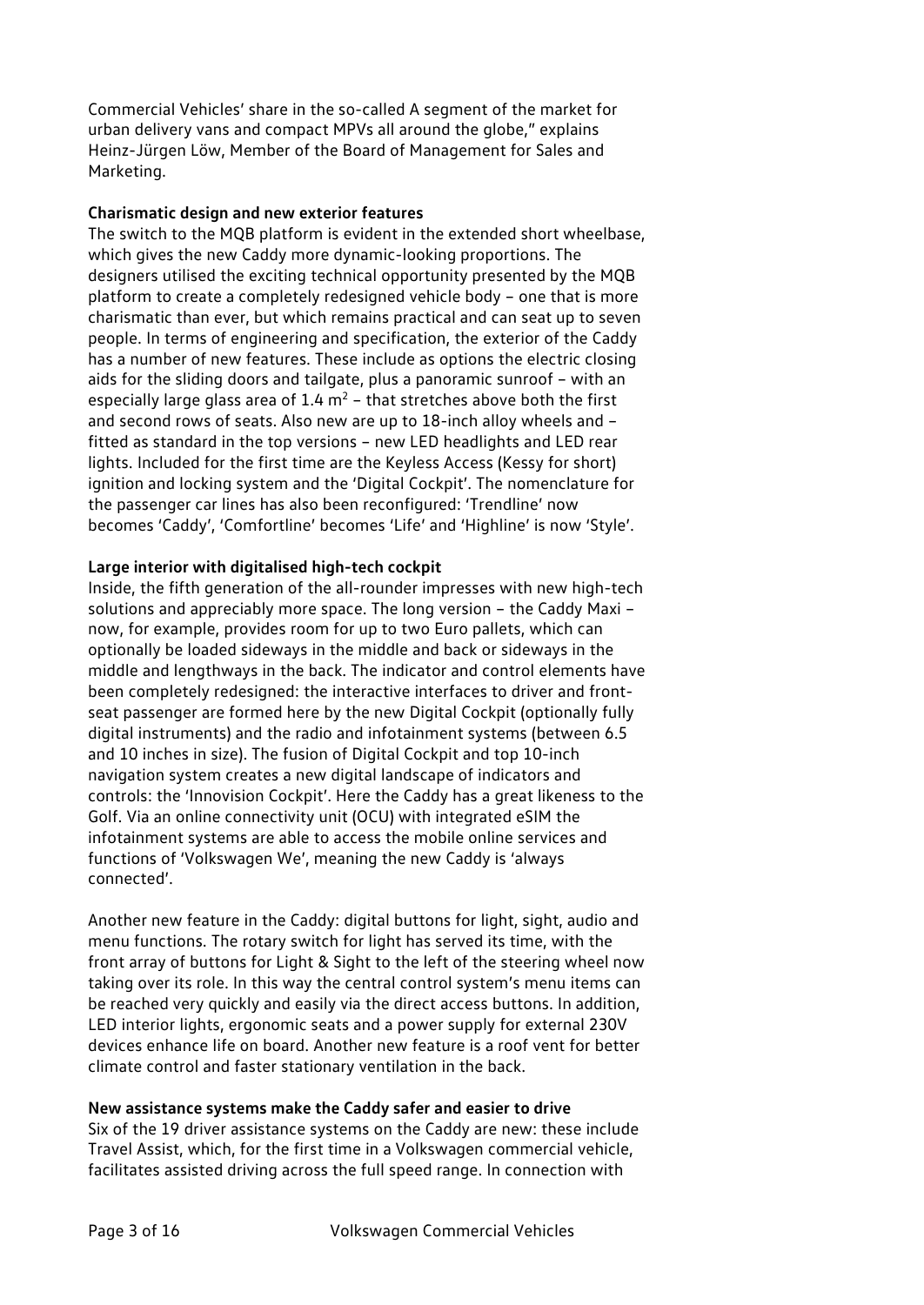Commercial Vehicles' share in the so-called A segment of the market for urban delivery vans and compact MPVs all around the globe," explains Heinz-Jürgen Löw, Member of the Board of Management for Sales and Marketing.

**Charismatic design and new exterior features**

The switch to the MQB platform is evident in the extended short wheelbase, which gives the new Caddy more dynamic-looking proportions. The designers utilised the exciting technical opportunity presented by the MQB platform to create a completely redesigned vehicle body – one that is more charismatic than ever, but which remains practical and can seat up to seven people. In terms of engineering and specification, the exterior of the Caddy has a number of new features. These include as options the electric closing aids for the sliding doors and tailgate, plus a panoramic sunroof – with an especially large glass area of 1.4 $m^2$ – that stretches above both the first and second rows of seats. Also new are up to 18-inch alloy wheels and – fitted as standard in the top versions – new LED headlights and LED rear lights. Included for the first time are the Keyless Access (Kessy for short) ignition and locking system and the 'Digital Cockpit'. The nomenclature for the passenger car lines has also been reconfigured: 'Trendline' now becomes 'Caddy', 'Comfortline' becomes 'Life' and 'Highline' is now 'Style'.

**Large interior with digitalised high-tech cockpit**

Inside, the fifth generation of the all-rounder impresses with new high-tech solutions and appreciably more space. The long version – the Caddy Maxi – now, for example, provides room for up to two Euro pallets, which can optionally be loaded sideways in the middle and back or sideways in the middle and lengthways in the back. The indicator and control elements have been completely redesigned: the interactive interfaces to driver and front-seat passenger are formed here by the new Digital Cockpit (optionally fully digital instruments) and the radio and infotainment systems (between 6.5 and 10 inches in size). The fusion of Digital Cockpit and top 10-inch navigation system creates a new digital landscape of indicators and controls: the 'Innovision Cockpit'. Here the Caddy has a great likeness to the Golf. Via an online connectivity unit (OCU) with integrated eSIM the infotainment systems are able to access the mobile online services and functions of 'Volkswagen We', meaning the new Caddy is 'always connected'.

Another new feature in the Caddy: digital buttons for light, sight, audio and menu functions. The rotary switch for light has served its time, with the front array of buttons for Light & Sight to the left of the steering wheel now taking over its role. In this way the central control system's menu items can be reached very quickly and easily via the direct access buttons. In addition, LED interior lights, ergonomic seats and a power supply for external 230V devices enhance life on board. Another new feature is a roof vent for better climate control and faster stationary ventilation in the back.

**New assistance systems make the Caddy safer and easier to drive**

Six of the 19 driver assistance systems on the Caddy are new: these include Travel Assist, which, for the first time in a Volkswagen commercial vehicle, facilitates assisted driving across the full speed range. In connection with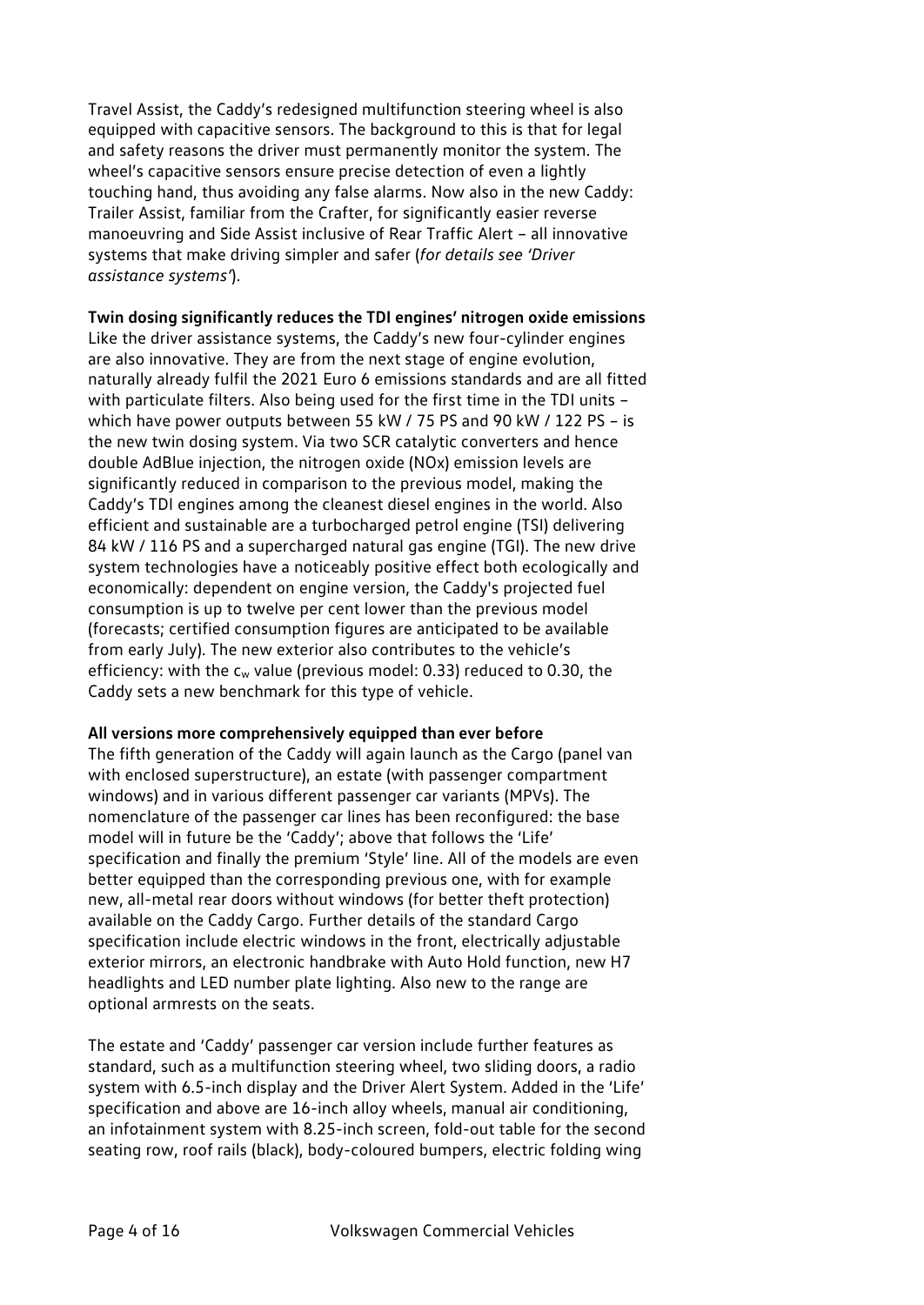Travel Assist, the Caddy's redesigned multifunction steering wheel is also equipped with capacitive sensors. The background to this is that for legal and safety reasons the driver must permanently monitor the system. The wheel's capacitive sensors ensure precise detection of even a lightly touching hand, thus avoiding any false alarms. Now also in the new Caddy: Trailer Assist, familiar from the Crafter, for significantly easier reverse manoeuvring and Side Assist inclusive of Rear Traffic Alert – all innovative systems that make driving simpler and safer (*for details see 'Driver assistance systems'*).

**Twin dosing significantly reduces the TDI engines' nitrogen oxide emissions**
Like the driver assistance systems, the Caddy's new four-cylinder engines are also innovative. They are from the next stage of engine evolution, naturally already fulfil the 2021 Euro 6 emissions standards and are all fitted with particulate filters. Also being used for the first time in the TDI units – which have power outputs between 55 kW / 75 PS and 90 kW / 122 PS – is the new twin dosing system. Via two SCR catalytic converters and hence double AdBlue injection, the nitrogen oxide (NOx) emission levels are significantly reduced in comparison to the previous model, making the Caddy's TDI engines among the cleanest diesel engines in the world. Also efficient and sustainable are a turbocharged petrol engine (TSI) delivering 84 kW / 116 PS and a supercharged natural gas engine (TGI). The new drive system technologies have a noticeably positive effect both ecologically and economically: dependent on engine version, the Caddy's projected fuel consumption is up to twelve per cent lower than the previous model (forecasts; certified consumption figures are anticipated to be available from early July). The new exterior also contributes to the vehicle's efficiency: with the $c_w$ value (previous model: 0.33) reduced to 0.30, the Caddy sets a new benchmark for this type of vehicle.

**All versions more comprehensively equipped than ever before**
The fifth generation of the Caddy will again launch as the Cargo (panel van with enclosed superstructure), an estate (with passenger compartment windows) and in various different passenger car variants (MPVs). The nomenclature of the passenger car lines has been reconfigured: the base model will in future be the 'Caddy'; above that follows the 'Life' specification and finally the premium 'Style' line. All of the models are even better equipped than the corresponding previous one, with for example new, all-metal rear doors without windows (for better theft protection) available on the Caddy Cargo. Further details of the standard Cargo specification include electric windows in the front, electrically adjustable exterior mirrors, an electronic handbrake with Auto Hold function, new H7 headlights and LED number plate lighting. Also new to the range are optional armrests on the seats.

The estate and 'Caddy' passenger car version include further features as standard, such as a multifunction steering wheel, two sliding doors, a radio system with 6.5-inch display and the Driver Alert System. Added in the 'Life' specification and above are 16-inch alloy wheels, manual air conditioning, an infotainment system with 8.25-inch screen, fold-out table for the second seating row, roof rails (black), body-coloured bumpers, electric folding wing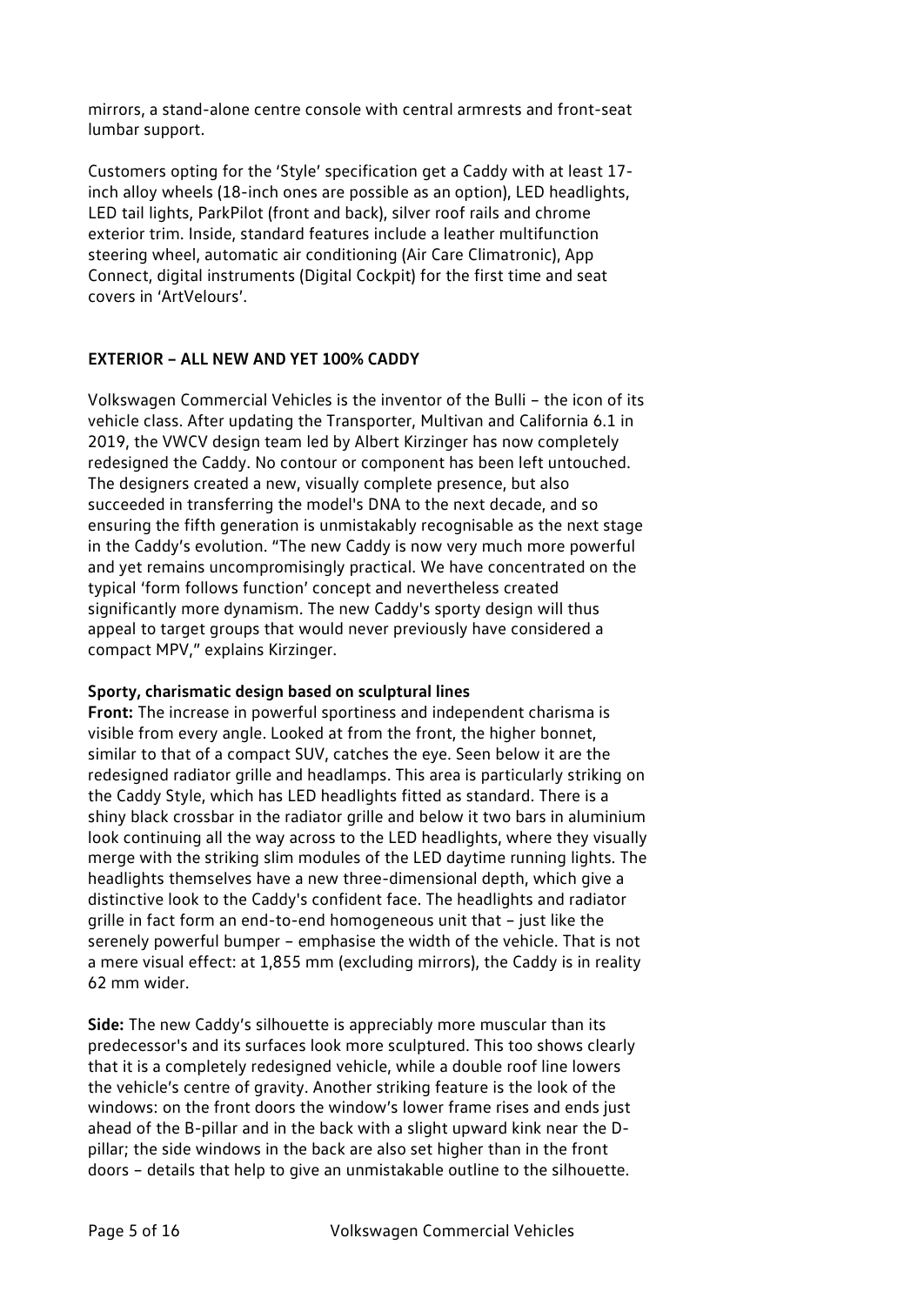mirrors, a stand-alone centre console with central armrests and front-seat lumbar support.

Customers opting for the 'Style' specification get a Caddy with at least 17-inch alloy wheels (18-inch ones are possible as an option), LED headlights, LED tail lights, ParkPilot (front and back), silver roof rails and chrome exterior trim. Inside, standard features include a leather multifunction steering wheel, automatic air conditioning (Air Care Climatronic), App Connect, digital instruments (Digital Cockpit) for the first time and seat covers in 'ArtVelours'.

## EXTERIOR – ALL NEW AND YET 100% CADDY

Volkswagen Commercial Vehicles is the inventor of the Bulli – the icon of its vehicle class. After updating the Transporter, Multivan and California 6.1 in 2019, the VWCV design team led by Albert Kirzinger has now completely redesigned the Caddy. No contour or component has been left untouched. The designers created a new, visually complete presence, but also succeeded in transferring the model's DNA to the next decade, and so ensuring the fifth generation is unmistakably recognisable as the next stage in the Caddy's evolution. "The new Caddy is now very much more powerful and yet remains uncompromisingly practical. We have concentrated on the typical 'form follows function' concept and nevertheless created significantly more dynamism. The new Caddy's sporty design will thus appeal to target groups that would never previously have considered a compact MPV," explains Kirzinger.

### Sporty, charismatic design based on sculptural lines

**Front:** The increase in powerful sportiness and independent charisma is visible from every angle. Looked at from the front, the higher bonnet, similar to that of a compact SUV, catches the eye. Seen below it are the redesigned radiator grille and headlamps. This area is particularly striking on the Caddy Style, which has LED headlights fitted as standard. There is a shiny black crossbar in the radiator grille and below it two bars in aluminium look continuing all the way across to the LED headlights, where they visually merge with the striking slim modules of the LED daytime running lights. The headlights themselves have a new three-dimensional depth, which give a distinctive look to the Caddy's confident face. The headlights and radiator grille in fact form an end-to-end homogeneous unit that – just like the serenely powerful bumper – emphasise the width of the vehicle. That is not a mere visual effect: at 1,855 mm (excluding mirrors), the Caddy is in reality 62 mm wider.

**Side:** The new Caddy's silhouette is appreciably more muscular than its predecessor's and its surfaces look more sculptured. This too shows clearly that it is a completely redesigned vehicle, while a double roof line lowers the vehicle's centre of gravity. Another striking feature is the look of the windows: on the front doors the window's lower frame rises and ends just ahead of the B-pillar and in the back with a slight upward kink near the D-pillar; the side windows in the back are also set higher than in the front doors – details that help to give an unmistakable outline to the silhouette.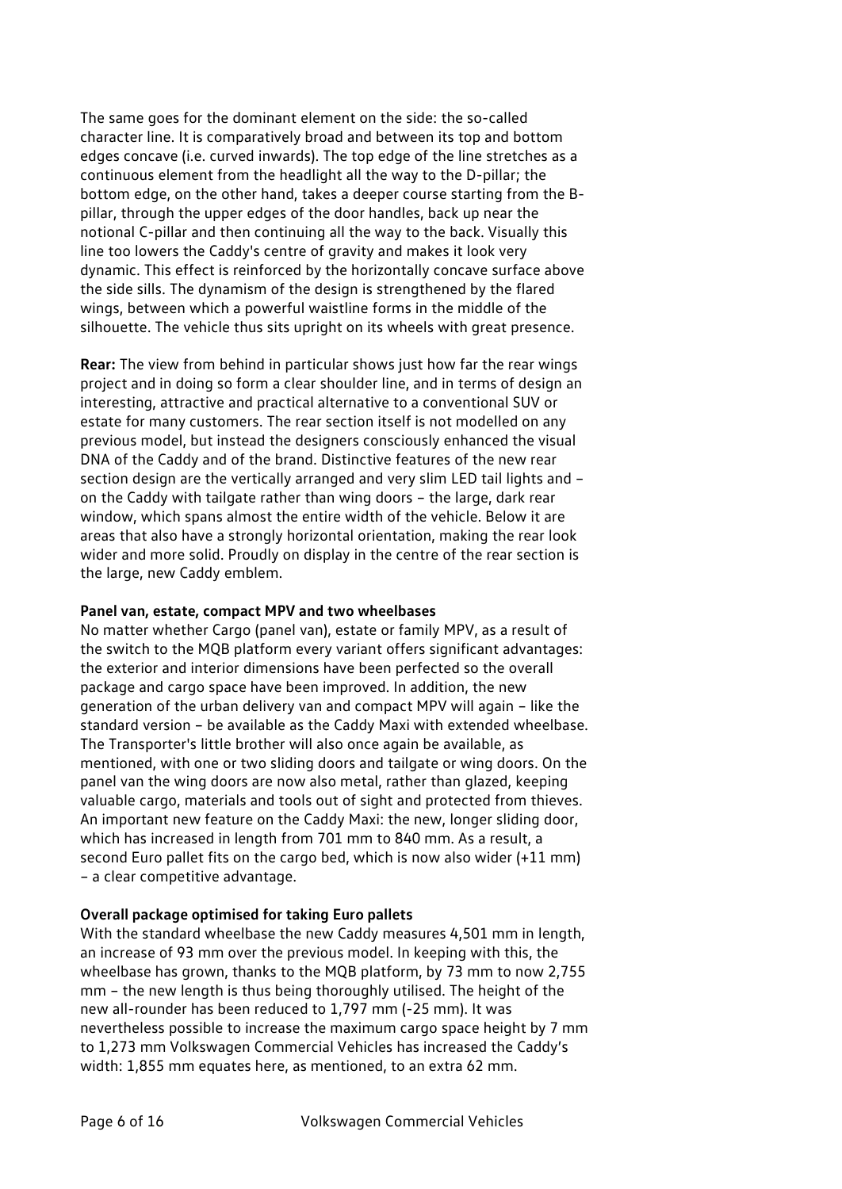The same goes for the dominant element on the side: the so-called character line. It is comparatively broad and between its top and bottom edges concave (i.e. curved inwards). The top edge of the line stretches as a continuous element from the headlight all the way to the D-pillar; the bottom edge, on the other hand, takes a deeper course starting from the B-pillar, through the upper edges of the door handles, back up near the notional C-pillar and then continuing all the way to the back. Visually this line too lowers the Caddy's centre of gravity and makes it look very dynamic. This effect is reinforced by the horizontally concave surface above the side sills. The dynamism of the design is strengthened by the flared wings, between which a powerful waistline forms in the middle of the silhouette. The vehicle thus sits upright on its wheels with great presence.

**Rear:** The view from behind in particular shows just how far the rear wings project and in doing so form a clear shoulder line, and in terms of design an interesting, attractive and practical alternative to a conventional SUV or estate for many customers. The rear section itself is not modelled on any previous model, but instead the designers consciously enhanced the visual DNA of the Caddy and of the brand. Distinctive features of the new rear section design are the vertically arranged and very slim LED tail lights and – on the Caddy with tailgate rather than wing doors – the large, dark rear window, which spans almost the entire width of the vehicle. Below it are areas that also have a strongly horizontal orientation, making the rear look wider and more solid. Proudly on display in the centre of the rear section is the large, new Caddy emblem.

**Panel van, estate, compact MPV and two wheelbases**

No matter whether Cargo (panel van), estate or family MPV, as a result of the switch to the MQB platform every variant offers significant advantages: the exterior and interior dimensions have been perfected so the overall package and cargo space have been improved. In addition, the new generation of the urban delivery van and compact MPV will again – like the standard version – be available as the Caddy Maxi with extended wheelbase. The Transporter's little brother will also once again be available, as mentioned, with one or two sliding doors and tailgate or wing doors. On the panel van the wing doors are now also metal, rather than glazed, keeping valuable cargo, materials and tools out of sight and protected from thieves. An important new feature on the Caddy Maxi: the new, longer sliding door, which has increased in length from 701 mm to 840 mm. As a result, a second Euro pallet fits on the cargo bed, which is now also wider (+11 mm) – a clear competitive advantage.

**Overall package optimised for taking Euro pallets**

With the standard wheelbase the new Caddy measures 4,501 mm in length, an increase of 93 mm over the previous model. In keeping with this, the wheelbase has grown, thanks to the MQB platform, by 73 mm to now 2,755 mm – the new length is thus being thoroughly utilised. The height of the new all-rounder has been reduced to 1,797 mm (-25 mm). It was nevertheless possible to increase the maximum cargo space height by 7 mm to 1,273 mm Volkswagen Commercial Vehicles has increased the Caddy's width: 1,855 mm equates here, as mentioned, to an extra 62 mm.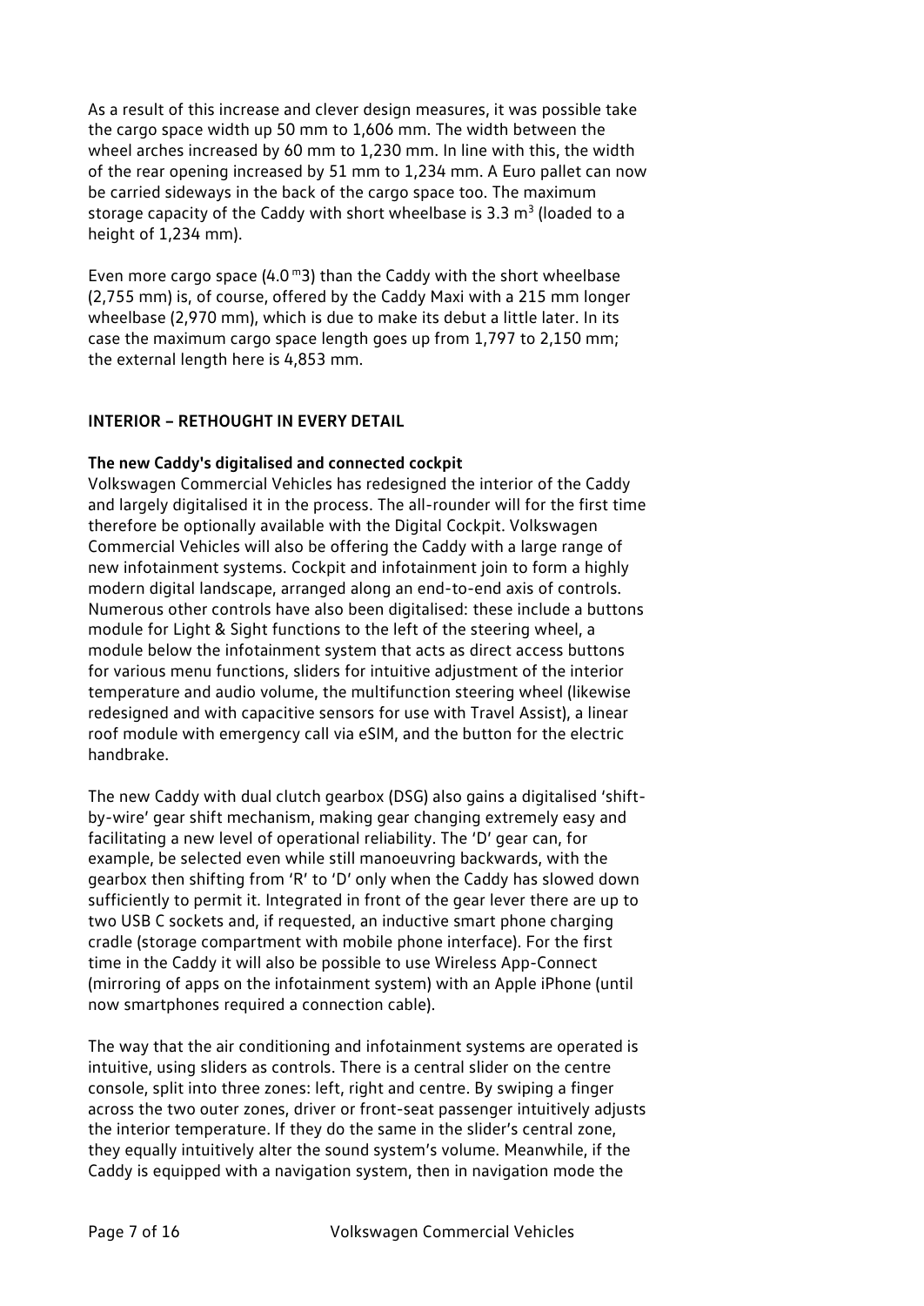As a result of this increase and clever design measures, it was possible take the cargo space width up 50 mm to 1,606 mm. The width between the wheel arches increased by 60 mm to 1,230 mm. In line with this, the width of the rear opening increased by 51 mm to 1,234 mm. A Euro pallet can now be carried sideways in the back of the cargo space too. The maximum storage capacity of the Caddy with short wheelbase is 3.3 $m^3$ (loaded to a height of 1,234 mm).

Even more cargo space (4.0 $^m3$) than the Caddy with the short wheelbase (2,755 mm) is, of course, offered by the Caddy Maxi with a 215 mm longer wheelbase (2,970 mm), which is due to make its debut a little later. In its case the maximum cargo space length goes up from 1,797 to 2,150 mm; the external length here is 4,853 mm.

## INTERIOR – RETHOUGHT IN EVERY DETAIL

### The new Caddy's digitalised and connected cockpit

Volkswagen Commercial Vehicles has redesigned the interior of the Caddy and largely digitalised it in the process. The all-rounder will for the first time therefore be optionally available with the Digital Cockpit. Volkswagen Commercial Vehicles will also be offering the Caddy with a large range of new infotainment systems. Cockpit and infotainment join to form a highly modern digital landscape, arranged along an end-to-end axis of controls. Numerous other controls have also been digitalised: these include a buttons module for Light & Sight functions to the left of the steering wheel, a module below the infotainment system that acts as direct access buttons for various menu functions, sliders for intuitive adjustment of the interior temperature and audio volume, the multifunction steering wheel (likewise redesigned and with capacitive sensors for use with Travel Assist), a linear roof module with emergency call via eSIM, and the button for the electric handbrake.

The new Caddy with dual clutch gearbox (DSG) also gains a digitalised 'shift-by-wire' gear shift mechanism, making gear changing extremely easy and facilitating a new level of operational reliability. The 'D' gear can, for example, be selected even while still manoeuvring backwards, with the gearbox then shifting from 'R' to 'D' only when the Caddy has slowed down sufficiently to permit it. Integrated in front of the gear lever there are up to two USB C sockets and, if requested, an inductive smart phone charging cradle (storage compartment with mobile phone interface). For the first time in the Caddy it will also be possible to use Wireless App-Connect (mirroring of apps on the infotainment system) with an Apple iPhone (until now smartphones required a connection cable).

The way that the air conditioning and infotainment systems are operated is intuitive, using sliders as controls. There is a central slider on the centre console, split into three zones: left, right and centre. By swiping a finger across the two outer zones, driver or front-seat passenger intuitively adjusts the interior temperature. If they do the same in the slider's central zone, they equally intuitively alter the sound system's volume. Meanwhile, if the Caddy is equipped with a navigation system, then in navigation mode the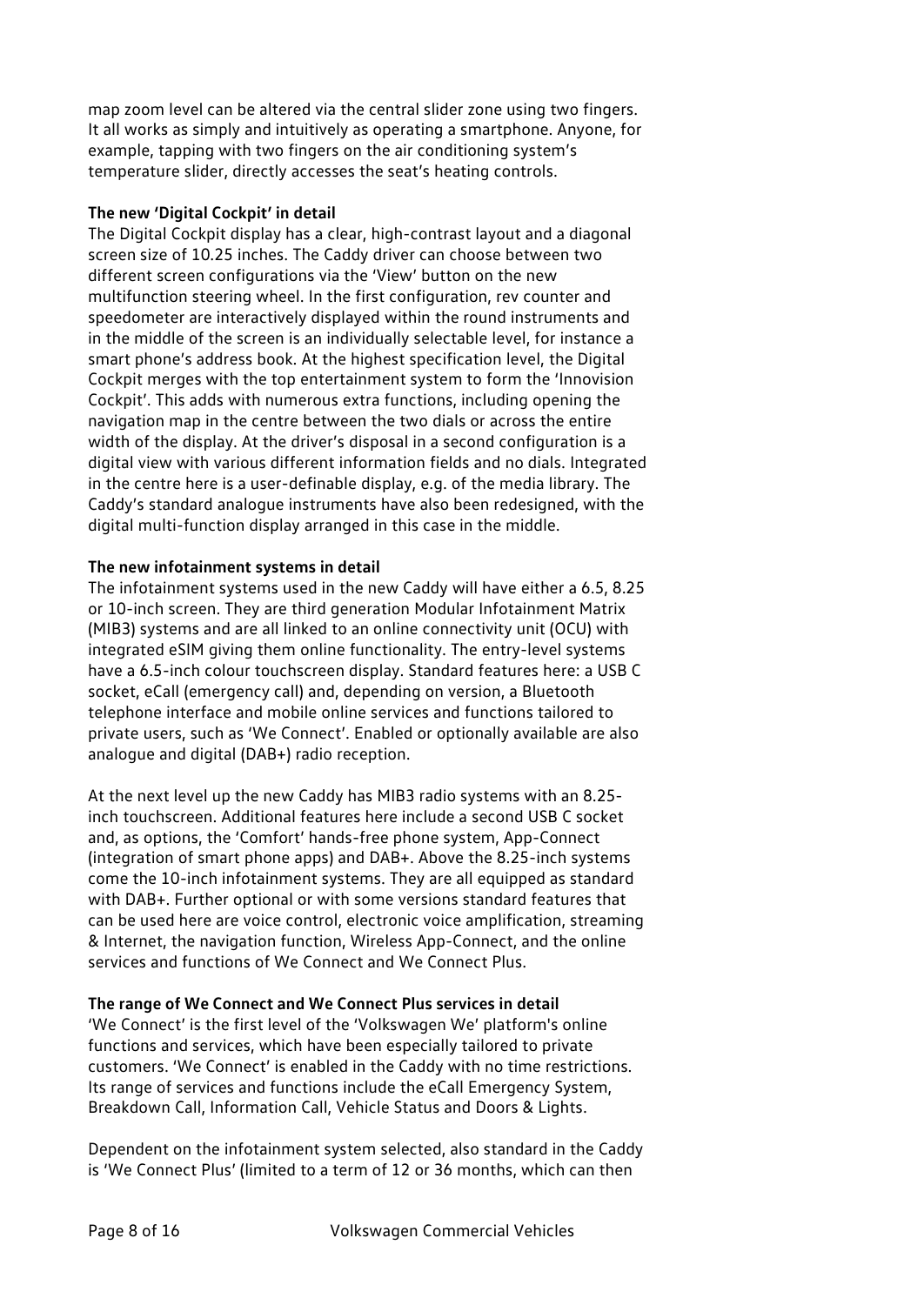map zoom level can be altered via the central slider zone using two fingers. It all works as simply and intuitively as operating a smartphone. Anyone, for example, tapping with two fingers on the air conditioning system's temperature slider, directly accesses the seat's heating controls.

**The new 'Digital Cockpit' in detail**

The Digital Cockpit display has a clear, high-contrast layout and a diagonal screen size of 10.25 inches. The Caddy driver can choose between two different screen configurations via the 'View' button on the new multifunction steering wheel. In the first configuration, rev counter and speedometer are interactively displayed within the round instruments and in the middle of the screen is an individually selectable level, for instance a smart phone's address book. At the highest specification level, the Digital Cockpit merges with the top entertainment system to form the 'Innovision Cockpit'. This adds with numerous extra functions, including opening the navigation map in the centre between the two dials or across the entire width of the display. At the driver's disposal in a second configuration is a digital view with various different information fields and no dials. Integrated in the centre here is a user-definable display, e.g. of the media library. The Caddy's standard analogue instruments have also been redesigned, with the digital multi-function display arranged in this case in the middle.

**The new infotainment systems in detail**

The infotainment systems used in the new Caddy will have either a 6.5, 8.25 or 10-inch screen. They are third generation Modular Infotainment Matrix (MIB3) systems and are all linked to an online connectivity unit (OCU) with integrated eSIM giving them online functionality. The entry-level systems have a 6.5-inch colour touchscreen display. Standard features here: a USB C socket, eCall (emergency call) and, depending on version, a Bluetooth telephone interface and mobile online services and functions tailored to private users, such as 'We Connect'. Enabled or optionally available are also analogue and digital (DAB+) radio reception.

At the next level up the new Caddy has MIB3 radio systems with an 8.25-inch touchscreen. Additional features here include a second USB C socket and, as options, the 'Comfort' hands-free phone system, App-Connect (integration of smart phone apps) and DAB+. Above the 8.25-inch systems come the 10-inch infotainment systems. They are all equipped as standard with DAB+. Further optional or with some versions standard features that can be used here are voice control, electronic voice amplification, streaming & Internet, the navigation function, Wireless App-Connect, and the online services and functions of We Connect and We Connect Plus.

**The range of We Connect and We Connect Plus services in detail**

'We Connect' is the first level of the 'Volkswagen We' platform's online functions and services, which have been especially tailored to private customers. 'We Connect' is enabled in the Caddy with no time restrictions. Its range of services and functions include the eCall Emergency System, Breakdown Call, Information Call, Vehicle Status and Doors & Lights.

Dependent on the infotainment system selected, also standard in the Caddy is 'We Connect Plus' (limited to a term of 12 or 36 months, which can then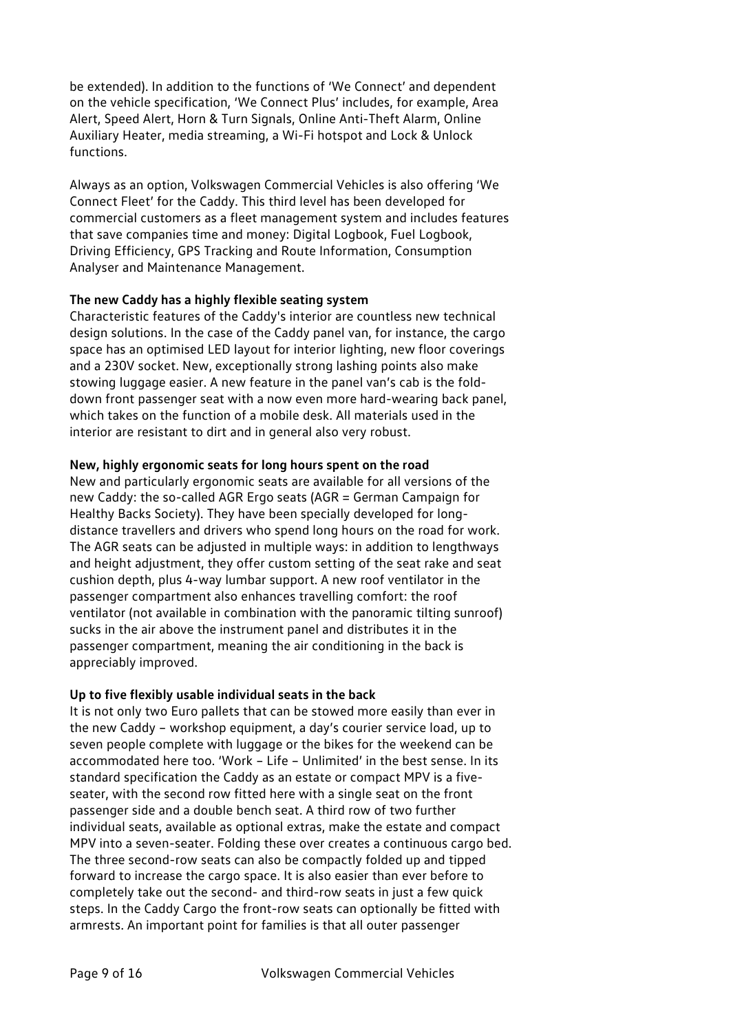be extended). In addition to the functions of 'We Connect' and dependent on the vehicle specification, 'We Connect Plus' includes, for example, Area Alert, Speed Alert, Horn & Turn Signals, Online Anti-Theft Alarm, Online Auxiliary Heater, media streaming, a Wi-Fi hotspot and Lock & Unlock functions.

Always as an option, Volkswagen Commercial Vehicles is also offering 'We Connect Fleet' for the Caddy. This third level has been developed for commercial customers as a fleet management system and includes features that save companies time and money: Digital Logbook, Fuel Logbook, Driving Efficiency, GPS Tracking and Route Information, Consumption Analyser and Maintenance Management.

**The new Caddy has a highly flexible seating system**

Characteristic features of the Caddy's interior are countless new technical design solutions. In the case of the Caddy panel van, for instance, the cargo space has an optimised LED layout for interior lighting, new floor coverings and a 230V socket. New, exceptionally strong lashing points also make stowing luggage easier. A new feature in the panel van's cab is the fold-down front passenger seat with a now even more hard-wearing back panel, which takes on the function of a mobile desk. All materials used in the interior are resistant to dirt and in general also very robust.

**New, highly ergonomic seats for long hours spent on the road**

New and particularly ergonomic seats are available for all versions of the new Caddy: the so-called AGR Ergo seats (AGR = German Campaign for Healthy Backs Society). They have been specially developed for long-distance travellers and drivers who spend long hours on the road for work. The AGR seats can be adjusted in multiple ways: in addition to lengthways and height adjustment, they offer custom setting of the seat rake and seat cushion depth, plus 4-way lumbar support. A new roof ventilator in the passenger compartment also enhances travelling comfort: the roof ventilator (not available in combination with the panoramic tilting sunroof) sucks in the air above the instrument panel and distributes it in the passenger compartment, meaning the air conditioning in the back is appreciably improved.

**Up to five flexibly usable individual seats in the back**

It is not only two Euro pallets that can be stowed more easily than ever in the new Caddy – workshop equipment, a day's courier service load, up to seven people complete with luggage or the bikes for the weekend can be accommodated here too. 'Work – Life – Unlimited' in the best sense. In its standard specification the Caddy as an estate or compact MPV is a five-seater, with the second row fitted here with a single seat on the front passenger side and a double bench seat. A third row of two further individual seats, available as optional extras, make the estate and compact MPV into a seven-seater. Folding these over creates a continuous cargo bed. The three second-row seats can also be compactly folded up and tipped forward to increase the cargo space. It is also easier than ever before to completely take out the second- and third-row seats in just a few quick steps. In the Caddy Cargo the front-row seats can optionally be fitted with armrests. An important point for families is that all outer passenger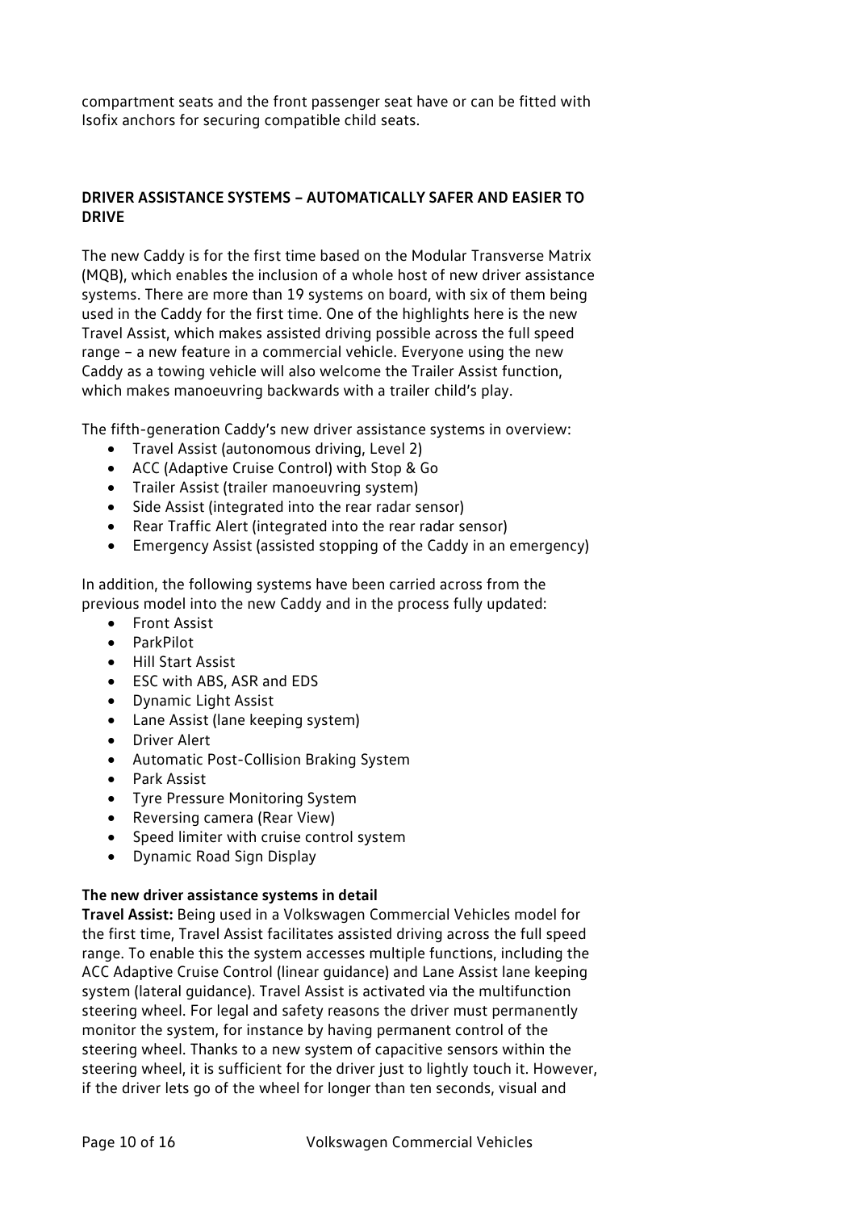compartment seats and the front passenger seat have or can be fitted with Isofix anchors for securing compatible child seats.

## DRIVER ASSISTANCE SYSTEMS – AUTOMATICALLY SAFER AND EASIER TO DRIVE

The new Caddy is for the first time based on the Modular Transverse Matrix (MQB), which enables the inclusion of a whole host of new driver assistance systems. There are more than 19 systems on board, with six of them being used in the Caddy for the first time. One of the highlights here is the new Travel Assist, which makes assisted driving possible across the full speed range – a new feature in a commercial vehicle. Everyone using the new Caddy as a towing vehicle will also welcome the Trailer Assist function, which makes manoeuvring backwards with a trailer child's play.

The fifth-generation Caddy's new driver assistance systems in overview:

- Travel Assist (autonomous driving, Level 2)
- ACC (Adaptive Cruise Control) with Stop & Go
- Trailer Assist (trailer manoeuvring system)
- Side Assist (integrated into the rear radar sensor)
- Rear Traffic Alert (integrated into the rear radar sensor)
- Emergency Assist (assisted stopping of the Caddy in an emergency)

In addition, the following systems have been carried across from the previous model into the new Caddy and in the process fully updated:

- Front Assist
- ParkPilot
- Hill Start Assist
- ESC with ABS, ASR and EDS
- Dynamic Light Assist
- Lane Assist (lane keeping system)
- Driver Alert
- Automatic Post-Collision Braking System
- Park Assist
- Tyre Pressure Monitoring System
- Reversing camera (Rear View)
- Speed limiter with cruise control system
- Dynamic Road Sign Display

### The new driver assistance systems in detail

**Travel Assist:** Being used in a Volkswagen Commercial Vehicles model for the first time, Travel Assist facilitates assisted driving across the full speed range. To enable this the system accesses multiple functions, including the ACC Adaptive Cruise Control (linear guidance) and Lane Assist lane keeping system (lateral guidance). Travel Assist is activated via the multifunction steering wheel. For legal and safety reasons the driver must permanently monitor the system, for instance by having permanent control of the steering wheel. Thanks to a new system of capacitive sensors within the steering wheel, it is sufficient for the driver just to lightly touch it. However, if the driver lets go of the wheel for longer than ten seconds, visual and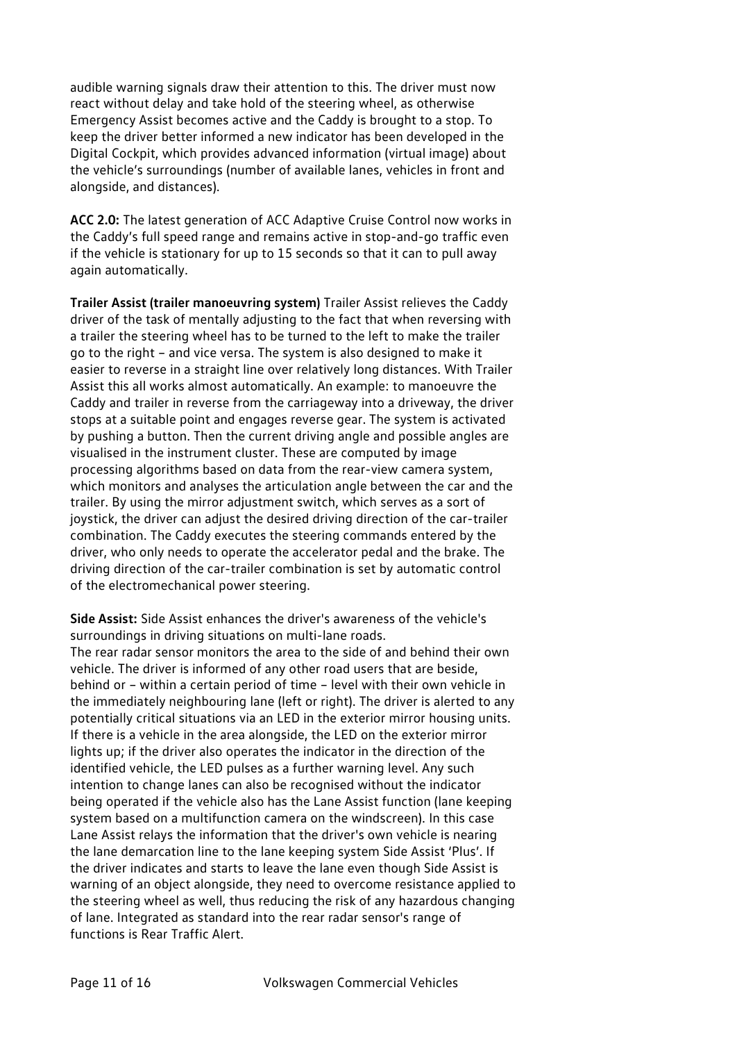audible warning signals draw their attention to this. The driver must now react without delay and take hold of the steering wheel, as otherwise Emergency Assist becomes active and the Caddy is brought to a stop. To keep the driver better informed a new indicator has been developed in the Digital Cockpit, which provides advanced information (virtual image) about the vehicle's surroundings (number of available lanes, vehicles in front and alongside, and distances).

**ACC 2.0:** The latest generation of ACC Adaptive Cruise Control now works in the Caddy's full speed range and remains active in stop-and-go traffic even if the vehicle is stationary for up to 15 seconds so that it can to pull away again automatically.

**Trailer Assist (trailer manoeuvring system)** Trailer Assist relieves the Caddy driver of the task of mentally adjusting to the fact that when reversing with a trailer the steering wheel has to be turned to the left to make the trailer go to the right – and vice versa. The system is also designed to make it easier to reverse in a straight line over relatively long distances. With Trailer Assist this all works almost automatically. An example: to manoeuvre the Caddy and trailer in reverse from the carriageway into a driveway, the driver stops at a suitable point and engages reverse gear. The system is activated by pushing a button. Then the current driving angle and possible angles are visualised in the instrument cluster. These are computed by image processing algorithms based on data from the rear-view camera system, which monitors and analyses the articulation angle between the car and the trailer. By using the mirror adjustment switch, which serves as a sort of joystick, the driver can adjust the desired driving direction of the car-trailer combination. The Caddy executes the steering commands entered by the driver, who only needs to operate the accelerator pedal and the brake. The driving direction of the car-trailer combination is set by automatic control of the electromechanical power steering.

**Side Assist:** Side Assist enhances the driver's awareness of the vehicle's surroundings in driving situations on multi-lane roads.
The rear radar sensor monitors the area to the side of and behind their own vehicle. The driver is informed of any other road users that are beside, behind or – within a certain period of time – level with their own vehicle in the immediately neighbouring lane (left or right). The driver is alerted to any potentially critical situations via an LED in the exterior mirror housing units. If there is a vehicle in the area alongside, the LED on the exterior mirror lights up; if the driver also operates the indicator in the direction of the identified vehicle, the LED pulses as a further warning level. Any such intention to change lanes can also be recognised without the indicator being operated if the vehicle also has the Lane Assist function (lane keeping system based on a multifunction camera on the windscreen). In this case Lane Assist relays the information that the driver's own vehicle is nearing the lane demarcation line to the lane keeping system Side Assist 'Plus'. If the driver indicates and starts to leave the lane even though Side Assist is warning of an object alongside, they need to overcome resistance applied to the steering wheel as well, thus reducing the risk of any hazardous changing of lane. Integrated as standard into the rear radar sensor's range of functions is Rear Traffic Alert.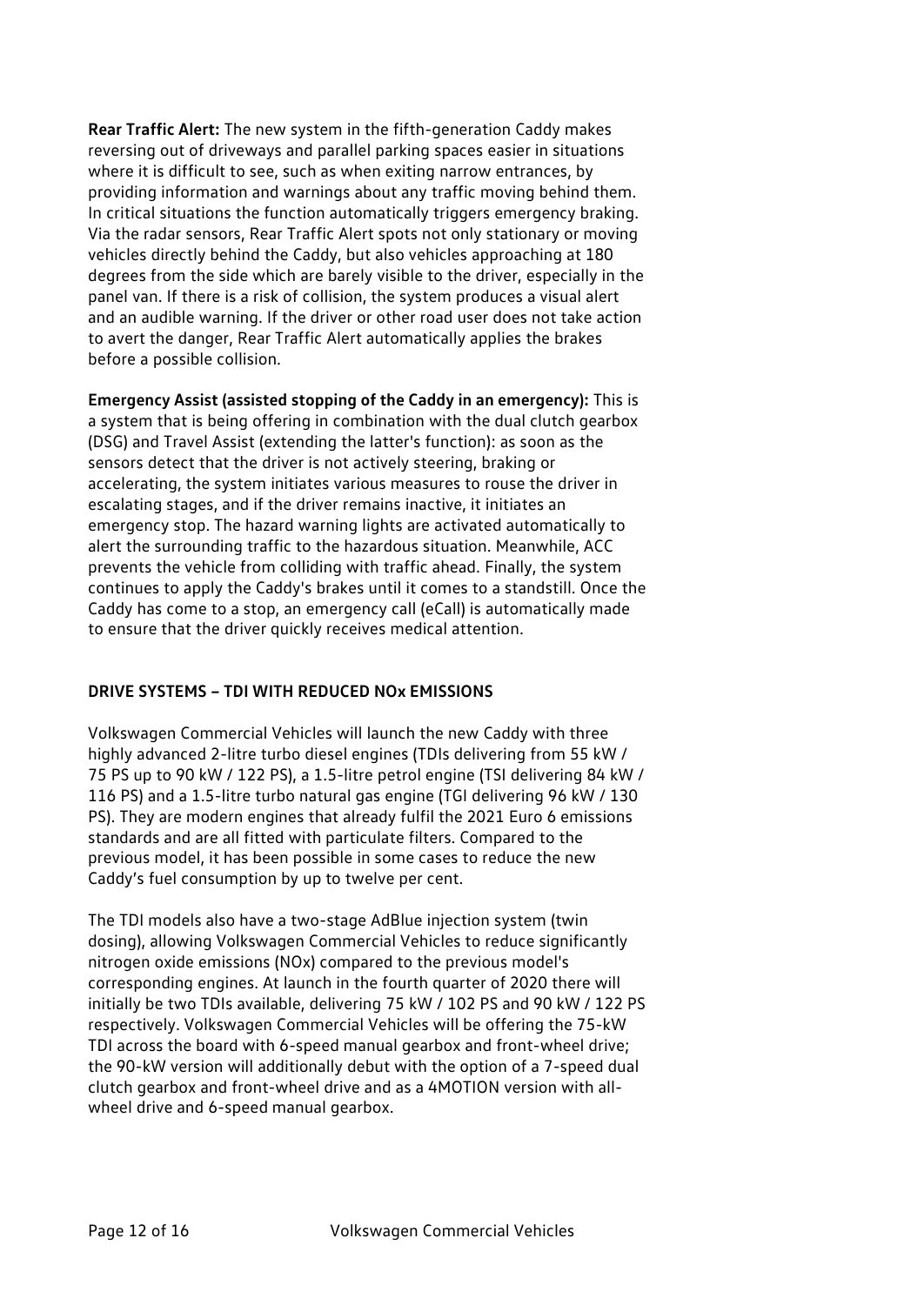**Rear Traffic Alert:** The new system in the fifth-generation Caddy makes reversing out of driveways and parallel parking spaces easier in situations where it is difficult to see, such as when exiting narrow entrances, by providing information and warnings about any traffic moving behind them. In critical situations the function automatically triggers emergency braking. Via the radar sensors, Rear Traffic Alert spots not only stationary or moving vehicles directly behind the Caddy, but also vehicles approaching at 180 degrees from the side which are barely visible to the driver, especially in the panel van. If there is a risk of collision, the system produces a visual alert and an audible warning. If the driver or other road user does not take action to avert the danger, Rear Traffic Alert automatically applies the brakes before a possible collision.

**Emergency Assist (assisted stopping of the Caddy in an emergency):** This is a system that is being offering in combination with the dual clutch gearbox (DSG) and Travel Assist (extending the latter's function): as soon as the sensors detect that the driver is not actively steering, braking or accelerating, the system initiates various measures to rouse the driver in escalating stages, and if the driver remains inactive, it initiates an emergency stop. The hazard warning lights are activated automatically to alert the surrounding traffic to the hazardous situation. Meanwhile, ACC prevents the vehicle from colliding with traffic ahead. Finally, the system continues to apply the Caddy's brakes until it comes to a standstill. Once the Caddy has come to a stop, an emergency call (eCall) is automatically made to ensure that the driver quickly receives medical attention.

## DRIVE SYSTEMS – TDI WITH REDUCED NOx EMISSIONS

Volkswagen Commercial Vehicles will launch the new Caddy with three highly advanced 2-litre turbo diesel engines (TDIs delivering from 55 kW / 75 PS up to 90 kW / 122 PS), a 1.5-litre petrol engine (TSI delivering 84 kW / 116 PS) and a 1.5-litre turbo natural gas engine (TGI delivering 96 kW / 130 PS). They are modern engines that already fulfil the 2021 Euro 6 emissions standards and are all fitted with particulate filters. Compared to the previous model, it has been possible in some cases to reduce the new Caddy's fuel consumption by up to twelve per cent.

The TDI models also have a two-stage AdBlue injection system (twin dosing), allowing Volkswagen Commercial Vehicles to reduce significantly nitrogen oxide emissions (NOx) compared to the previous model's corresponding engines. At launch in the fourth quarter of 2020 there will initially be two TDIs available, delivering 75 kW / 102 PS and 90 kW / 122 PS respectively. Volkswagen Commercial Vehicles will be offering the 75-kW TDI across the board with 6-speed manual gearbox and front-wheel drive; the 90-kW version will additionally debut with the option of a 7-speed dual clutch gearbox and front-wheel drive and as a 4MOTION version with all-wheel drive and 6-speed manual gearbox.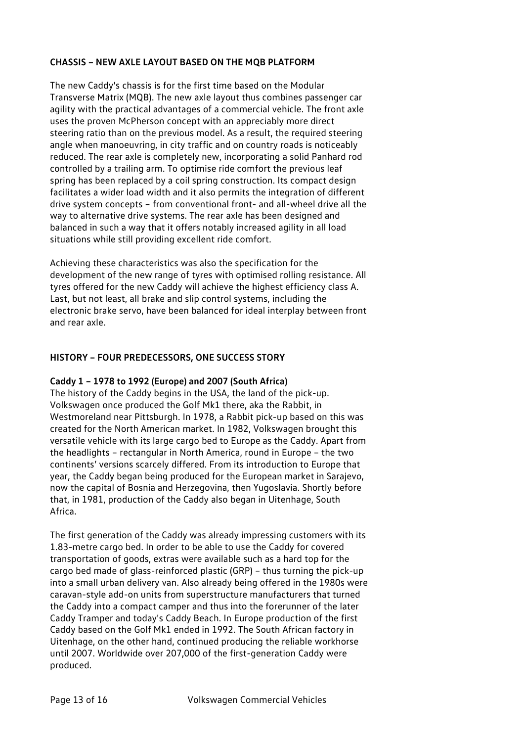## CHASSIS – NEW AXLE LAYOUT BASED ON THE MQB PLATFORM

The new Caddy's chassis is for the first time based on the Modular Transverse Matrix (MQB). The new axle layout thus combines passenger car agility with the practical advantages of a commercial vehicle. The front axle uses the proven McPherson concept with an appreciably more direct steering ratio than on the previous model. As a result, the required steering angle when manoeuvring, in city traffic and on country roads is noticeably reduced. The rear axle is completely new, incorporating a solid Panhard rod controlled by a trailing arm. To optimise ride comfort the previous leaf spring has been replaced by a coil spring construction. Its compact design facilitates a wider load width and it also permits the integration of different drive system concepts – from conventional front- and all-wheel drive all the way to alternative drive systems. The rear axle has been designed and balanced in such a way that it offers notably increased agility in all load situations while still providing excellent ride comfort.

Achieving these characteristics was also the specification for the development of the new range of tyres with optimised rolling resistance. All tyres offered for the new Caddy will achieve the highest efficiency class A. Last, but not least, all brake and slip control systems, including the electronic brake servo, have been balanced for ideal interplay between front and rear axle.

## HISTORY – FOUR PREDECESSORS, ONE SUCCESS STORY

### Caddy 1 – 1978 to 1992 (Europe) and 2007 (South Africa)

The history of the Caddy begins in the USA, the land of the pick-up. Volkswagen once produced the Golf Mk1 there, aka the Rabbit, in Westmoreland near Pittsburgh. In 1978, a Rabbit pick-up based on this was created for the North American market. In 1982, Volkswagen brought this versatile vehicle with its large cargo bed to Europe as the Caddy. Apart from the headlights – rectangular in North America, round in Europe – the two continents' versions scarcely differed. From its introduction to Europe that year, the Caddy began being produced for the European market in Sarajevo, now the capital of Bosnia and Herzegovina, then Yugoslavia. Shortly before that, in 1981, production of the Caddy also began in Uitenhage, South Africa.

The first generation of the Caddy was already impressing customers with its 1.83-metre cargo bed. In order to be able to use the Caddy for covered transportation of goods, extras were available such as a hard top for the cargo bed made of glass-reinforced plastic (GRP) – thus turning the pick-up into a small urban delivery van. Also already being offered in the 1980s were caravan-style add-on units from superstructure manufacturers that turned the Caddy into a compact camper and thus into the forerunner of the later Caddy Tramper and today's Caddy Beach. In Europe production of the first Caddy based on the Golf Mk1 ended in 1992. The South African factory in Uitenhage, on the other hand, continued producing the reliable workhorse until 2007. Worldwide over 207,000 of the first-generation Caddy were produced.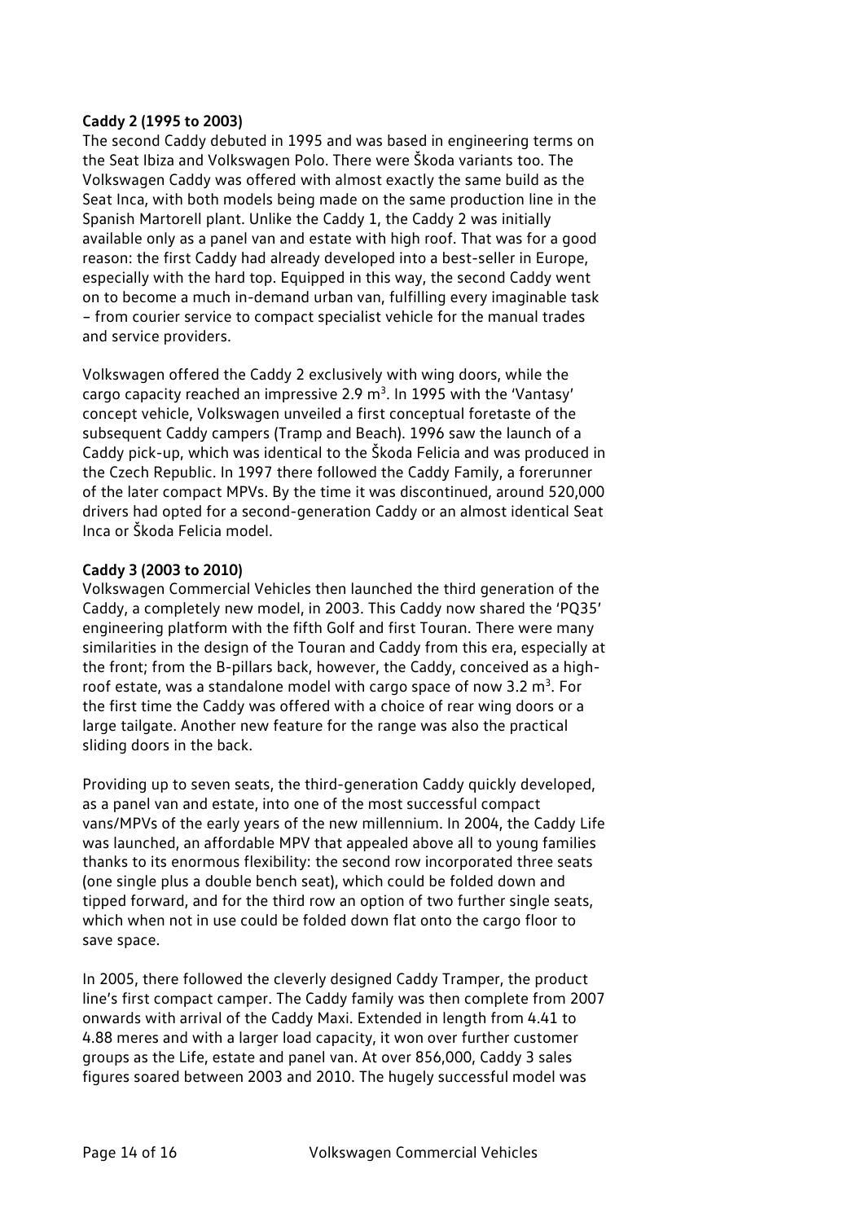**Caddy 2 (1995 to 2003)**

The second Caddy debuted in 1995 and was based in engineering terms on the Seat Ibiza and Volkswagen Polo. There were Škoda variants too. The Volkswagen Caddy was offered with almost exactly the same build as the Seat Inca, with both models being made on the same production line in the Spanish Martorell plant. Unlike the Caddy 1, the Caddy 2 was initially available only as a panel van and estate with high roof. That was for a good reason: the first Caddy had already developed into a best-seller in Europe, especially with the hard top. Equipped in this way, the second Caddy went on to become a much in-demand urban van, fulfilling every imaginable task – from courier service to compact specialist vehicle for the manual trades and service providers.

Volkswagen offered the Caddy 2 exclusively with wing doors, while the cargo capacity reached an impressive 2.9 $m^3$. In 1995 with the 'Vantasy' concept vehicle, Volkswagen unveiled a first conceptual foretaste of the subsequent Caddy campers (Tramp and Beach). 1996 saw the launch of a Caddy pick-up, which was identical to the Škoda Felicia and was produced in the Czech Republic. In 1997 there followed the Caddy Family, a forerunner of the later compact MPVs. By the time it was discontinued, around 520,000 drivers had opted for a second-generation Caddy or an almost identical Seat Inca or Škoda Felicia model.

**Caddy 3 (2003 to 2010)**

Volkswagen Commercial Vehicles then launched the third generation of the Caddy, a completely new model, in 2003. This Caddy now shared the 'PQ35' engineering platform with the fifth Golf and first Touran. There were many similarities in the design of the Touran and Caddy from this era, especially at the front; from the B-pillars back, however, the Caddy, conceived as a high-roof estate, was a standalone model with cargo space of now 3.2 $m^3$. For the first time the Caddy was offered with a choice of rear wing doors or a large tailgate. Another new feature for the range was also the practical sliding doors in the back.

Providing up to seven seats, the third-generation Caddy quickly developed, as a panel van and estate, into one of the most successful compact vans/MPVs of the early years of the new millennium. In 2004, the Caddy Life was launched, an affordable MPV that appealed above all to young families thanks to its enormous flexibility: the second row incorporated three seats (one single plus a double bench seat), which could be folded down and tipped forward, and for the third row an option of two further single seats, which when not in use could be folded down flat onto the cargo floor to save space.

In 2005, there followed the cleverly designed Caddy Tramper, the product line's first compact camper. The Caddy family was then complete from 2007 onwards with arrival of the Caddy Maxi. Extended in length from 4.41 to 4.88 meres and with a larger load capacity, it won over further customer groups as the Life, estate and panel van. At over 856,000, Caddy 3 sales figures soared between 2003 and 2010. The hugely successful model was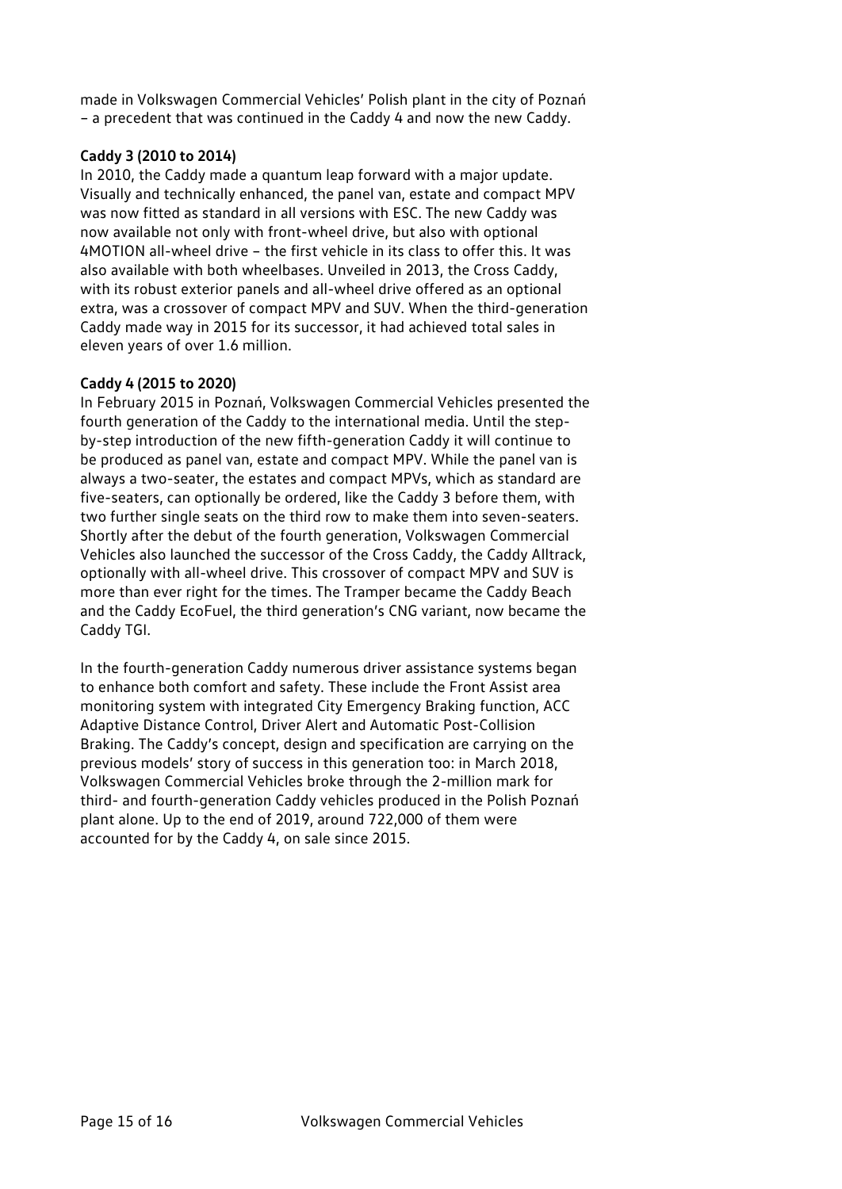made in Volkswagen Commercial Vehicles' Polish plant in the city of Poznań – a precedent that was continued in the Caddy 4 and now the new Caddy.

**Caddy 3 (2010 to 2014)**

In 2010, the Caddy made a quantum leap forward with a major update. Visually and technically enhanced, the panel van, estate and compact MPV was now fitted as standard in all versions with ESC. The new Caddy was now available not only with front-wheel drive, but also with optional 4MOTION all-wheel drive – the first vehicle in its class to offer this. It was also available with both wheelbases. Unveiled in 2013, the Cross Caddy, with its robust exterior panels and all-wheel drive offered as an optional extra, was a crossover of compact MPV and SUV. When the third-generation Caddy made way in 2015 for its successor, it had achieved total sales in eleven years of over 1.6 million.

**Caddy 4 (2015 to 2020)**

In February 2015 in Poznań, Volkswagen Commercial Vehicles presented the fourth generation of the Caddy to the international media. Until the step-by-step introduction of the new fifth-generation Caddy it will continue to be produced as panel van, estate and compact MPV. While the panel van is always a two-seater, the estates and compact MPVs, which as standard are five-seaters, can optionally be ordered, like the Caddy 3 before them, with two further single seats on the third row to make them into seven-seaters. Shortly after the debut of the fourth generation, Volkswagen Commercial Vehicles also launched the successor of the Cross Caddy, the Caddy Alltrack, optionally with all-wheel drive. This crossover of compact MPV and SUV is more than ever right for the times. The Tramper became the Caddy Beach and the Caddy EcoFuel, the third generation's CNG variant, now became the Caddy TGI.

In the fourth-generation Caddy numerous driver assistance systems began to enhance both comfort and safety. These include the Front Assist area monitoring system with integrated City Emergency Braking function, ACC Adaptive Distance Control, Driver Alert and Automatic Post-Collision Braking. The Caddy's concept, design and specification are carrying on the previous models' story of success in this generation too: in March 2018, Volkswagen Commercial Vehicles broke through the 2-million mark for third- and fourth-generation Caddy vehicles produced in the Polish Poznań plant alone. Up to the end of 2019, around 722,000 of them were accounted for by the Caddy 4, on sale since 2015.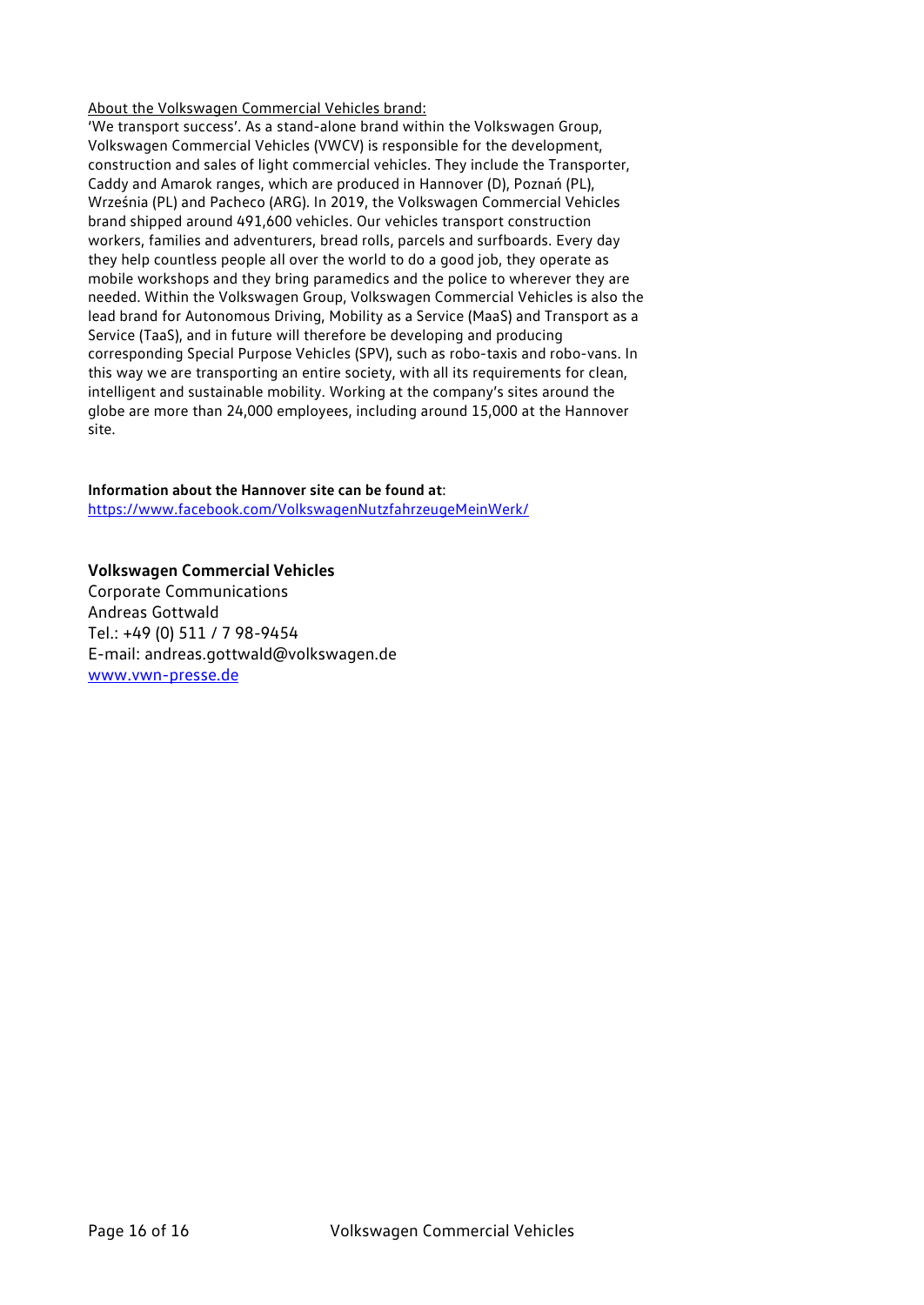About the Volkswagen Commercial Vehicles brand:

'We transport success'. As a stand-alone brand within the Volkswagen Group, Volkswagen Commercial Vehicles (VWCV) is responsible for the development, construction and sales of light commercial vehicles. They include the Transporter, Caddy and Amarok ranges, which are produced in Hannover (D), Poznań (PL), Września (PL) and Pacheco (ARG). In 2019, the Volkswagen Commercial Vehicles brand shipped around 491,600 vehicles. Our vehicles transport construction workers, families and adventurers, bread rolls, parcels and surfboards. Every day they help countless people all over the world to do a good job, they operate as mobile workshops and they bring paramedics and the police to wherever they are needed. Within the Volkswagen Group, Volkswagen Commercial Vehicles is also the lead brand for Autonomous Driving, Mobility as a Service (MaaS) and Transport as a Service (TaaS), and in future will therefore be developing and producing corresponding Special Purpose Vehicles (SPV), such as robo-taxis and robo-vans. In this way we are transporting an entire society, with all its requirements for clean, intelligent and sustainable mobility. Working at the company's sites around the globe are more than 24,000 employees, including around 15,000 at the Hannover site.

**Information about the Hannover site can be found at**:
https://www.facebook.com/VolkswagenNutzfahrzeugeMeinWerk/

**Volkswagen Commercial Vehicles**
Corporate Communications
Andreas Gottwald
Tel.: +49 (0) 511 / 7 98-9454
E-mail: andreas.gottwald@volkswagen.de
www.vwn-presse.de